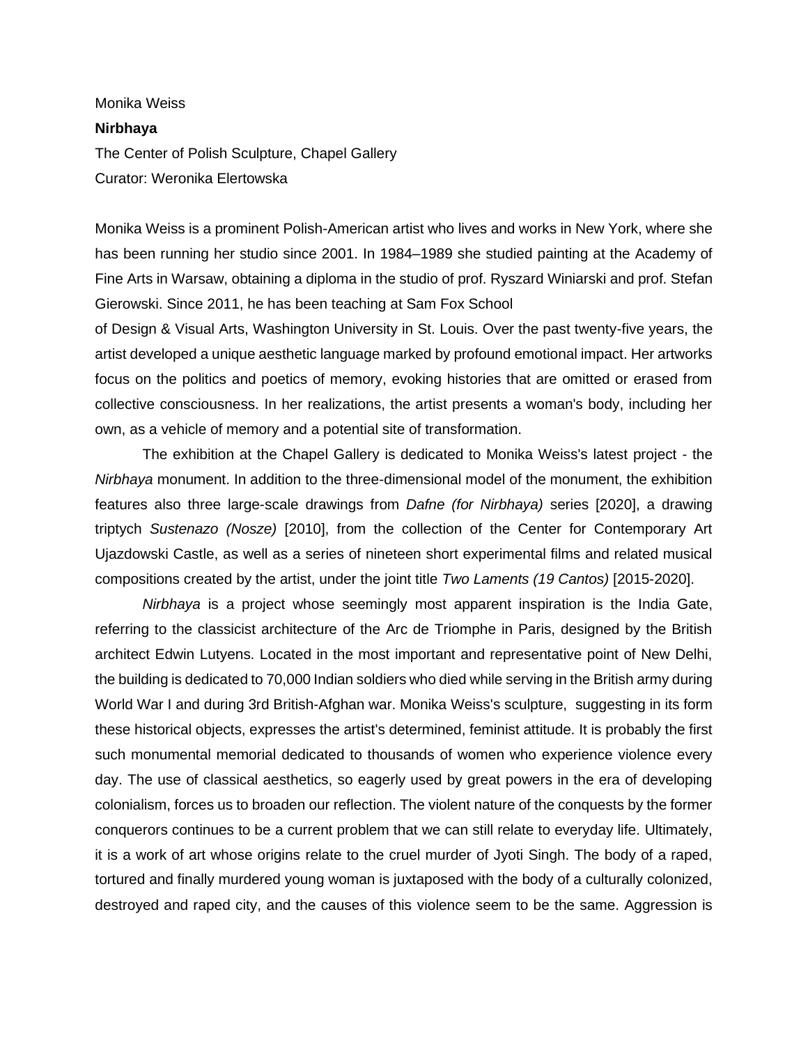Monika Weiss

**Nirbhaya**

The Center of Polish Sculpture, Chapel Gallery

Curator: Weronika Elertowska

Monika Weiss is a prominent Polish-American artist who lives and works in New York, where she has been running her studio since 2001. In 1984–1989 she studied painting at the Academy of Fine Arts in Warsaw, obtaining a diploma in the studio of prof. Ryszard Winiarski and prof. Stefan Gierowski. Since 2011, he has been teaching at Sam Fox School of Design & Visual Arts, Washington University in St. Louis. Over the past twenty-five years, the artist developed a unique aesthetic language marked by profound emotional impact. Her artworks focus on the politics and poetics of memory, evoking histories that are omitted or erased from collective consciousness. In her realizations, the artist presents a woman's body, including her own, as a vehicle of memory and a potential site of transformation.

The exhibition at the Chapel Gallery is dedicated to Monika Weiss's latest project - the *Nirbhaya* monument. In addition to the three-dimensional model of the monument, the exhibition features also three large-scale drawings from *Dafne (for Nirbhaya)* series [2020], a drawing triptych *Sustenazo (Nosze)* [2010], from the collection of the Center for Contemporary Art Ujazdowski Castle, as well as a series of nineteen short experimental films and related musical compositions created by the artist, under the joint title *Two Laments (19 Cantos)* [2015-2020].

*Nirbhaya* is a project whose seemingly most apparent inspiration is the India Gate, referring to the classicist architecture of the Arc de Triomphe in Paris, designed by the British architect Edwin Lutyens. Located in the most important and representative point of New Delhi, the building is dedicated to 70,000 Indian soldiers who died while serving in the British army during World War I and during 3rd British-Afghan war. Monika Weiss's sculpture, suggesting in its form these historical objects, expresses the artist's determined, feminist attitude. It is probably the first such monumental memorial dedicated to thousands of women who experience violence every day. The use of classical aesthetics, so eagerly used by great powers in the era of developing colonialism, forces us to broaden our reflection. The violent nature of the conquests by the former conquerors continues to be a current problem that we can still relate to everyday life. Ultimately, it is a work of art whose origins relate to the cruel murder of Jyoti Singh. The body of a raped, tortured and finally murdered young woman is juxtaposed with the body of a culturally colonized, destroyed and raped city, and the causes of this violence seem to be the same. Aggression is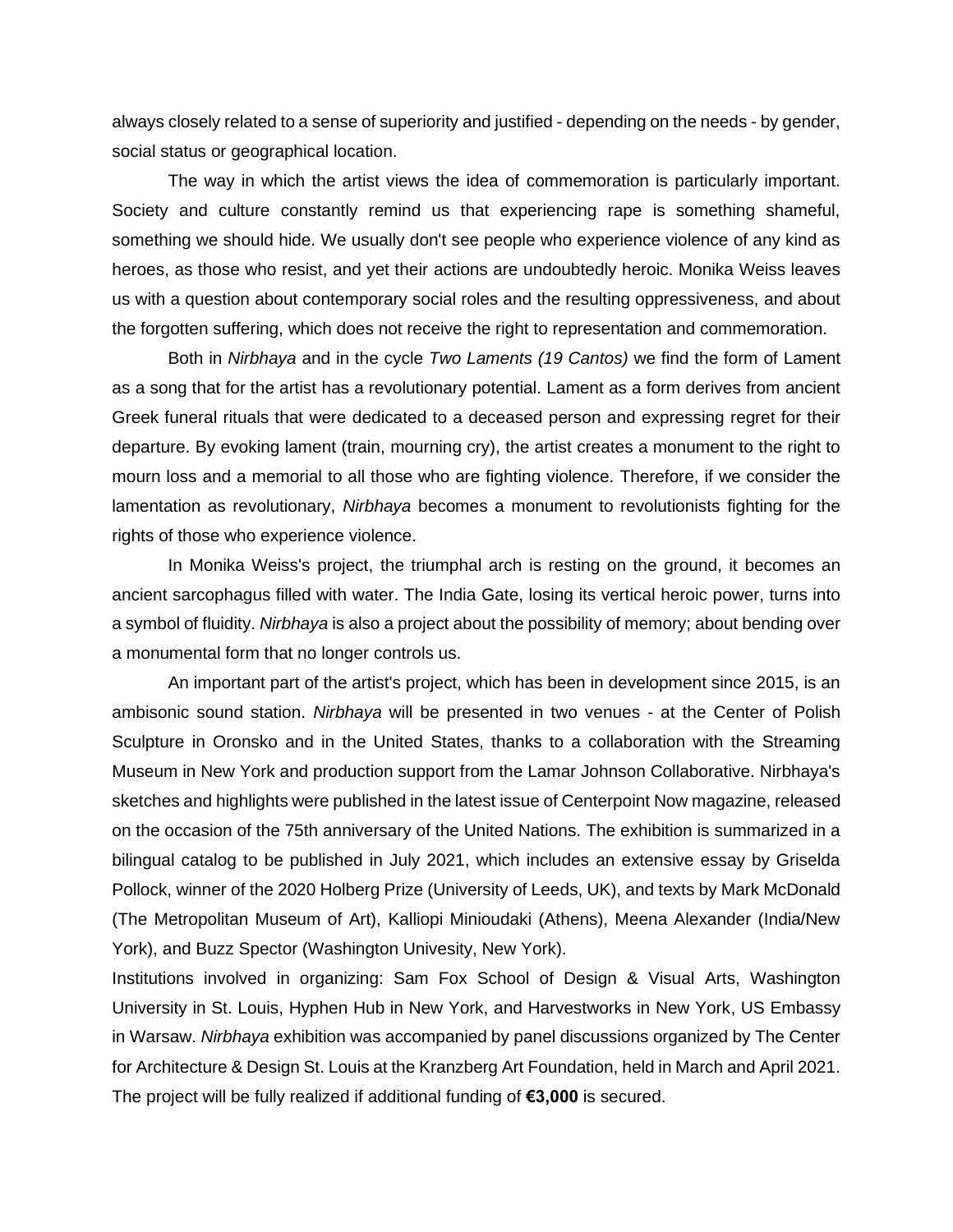always closely related to a sense of superiority and justified - depending on the needs - by gender, social status or geographical location.

The way in which the artist views the idea of commemoration is particularly important. Society and culture constantly remind us that experiencing rape is something shameful, something we should hide. We usually don't see people who experience violence of any kind as heroes, as those who resist, and yet their actions are undoubtedly heroic. Monika Weiss leaves us with a question about contemporary social roles and the resulting oppressiveness, and about the forgotten suffering, which does not receive the right to representation and commemoration.

Both in *Nirbhaya* and in the cycle *Two Laments (19 Cantos)* we find the form of Lament as a song that for the artist has a revolutionary potential. Lament as a form derives from ancient Greek funeral rituals that were dedicated to a deceased person and expressing regret for their departure. By evoking lament (train, mourning cry), the artist creates a monument to the right to mourn loss and a memorial to all those who are fighting violence. Therefore, if we consider the lamentation as revolutionary, *Nirbhaya* becomes a monument to revolutionists fighting for the rights of those who experience violence.

In Monika Weiss's project, the triumphal arch is resting on the ground, it becomes an ancient sarcophagus filled with water. The India Gate, losing its vertical heroic power, turns into a symbol of fluidity. *Nirbhaya* is also a project about the possibility of memory; about bending over a monumental form that no longer controls us.

An important part of the artist's project, which has been in development since 2015, is an ambisonic sound station. *Nirbhaya* will be presented in two venues - at the Center of Polish Sculpture in Oronsko and in the United States, thanks to a collaboration with the Streaming Museum in New York and production support from the Lamar Johnson Collaborative. Nirbhaya's sketches and highlights were published in the latest issue of Centerpoint Now magazine, released on the occasion of the 75th anniversary of the United Nations. The exhibition is summarized in a bilingual catalog to be published in July 2021, which includes an extensive essay by Griselda Pollock, winner of the 2020 Holberg Prize (University of Leeds, UK), and texts by Mark McDonald (The Metropolitan Museum of Art), Kalliopi Minioudaki (Athens), Meena Alexander (India/New York), and Buzz Spector (Washington Univesity, New York).

Institutions involved in organizing: Sam Fox School of Design & Visual Arts, Washington University in St. Louis, Hyphen Hub in New York, and Harvestworks in New York, US Embassy in Warsaw. *Nirbhaya* exhibition was accompanied by panel discussions organized by The Center for Architecture & Design St. Louis at the Kranzberg Art Foundation, held in March and April 2021. The project will be fully realized if additional funding of **€3,000** is secured.